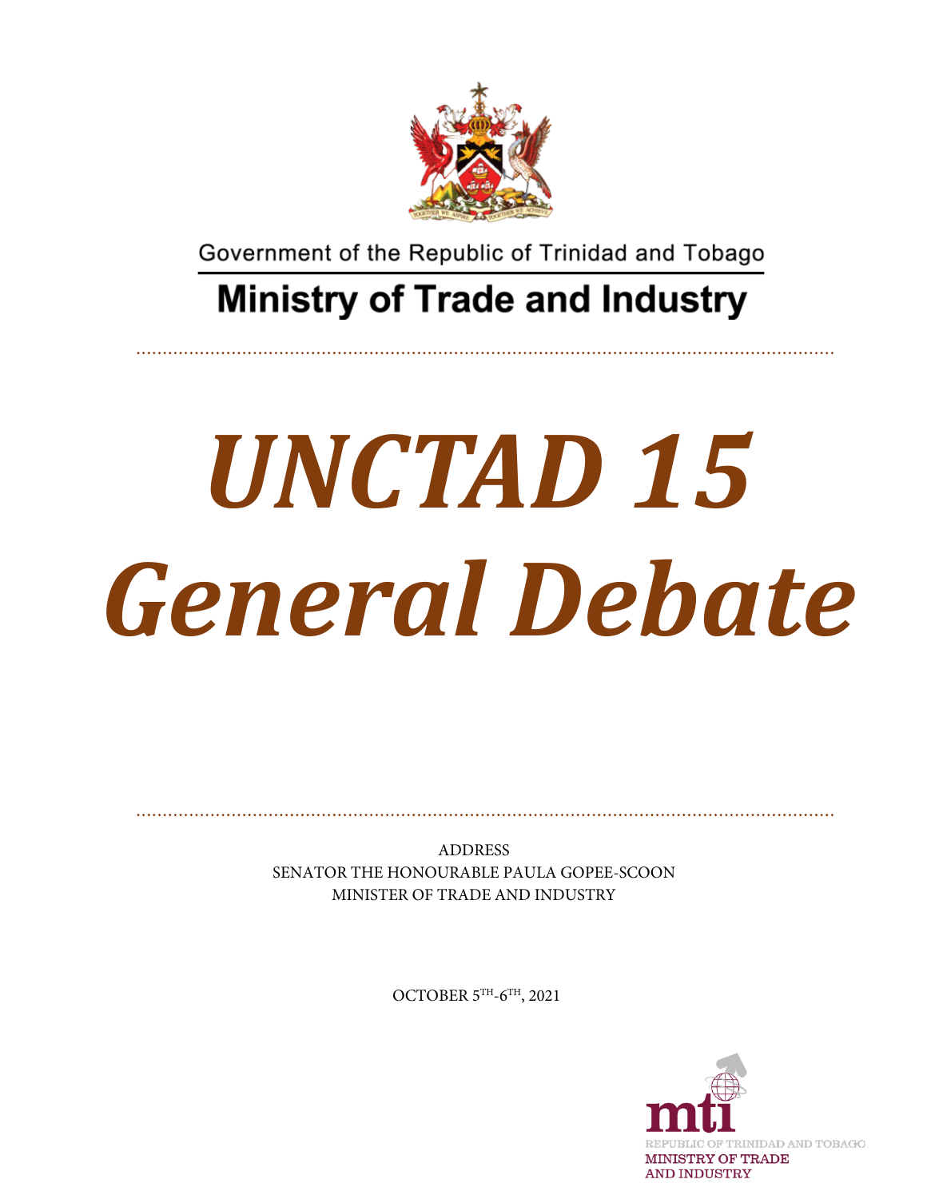Government of the Republic of Trinidad and Tobago

# Ministry of Trade and Industry

# *UNCTAD 15 General Debate*

ADDRESS
SENATOR THE HONOURABLE PAULA GOPEE-SCOON
MINISTER OF TRADE AND INDUSTRY

OCTOBER 5TH-6TH, 2021

mti
REPUBLIC OF TRINIDAD AND TOBAGO
MINISTRY OF TRADE
AND INDUSTRY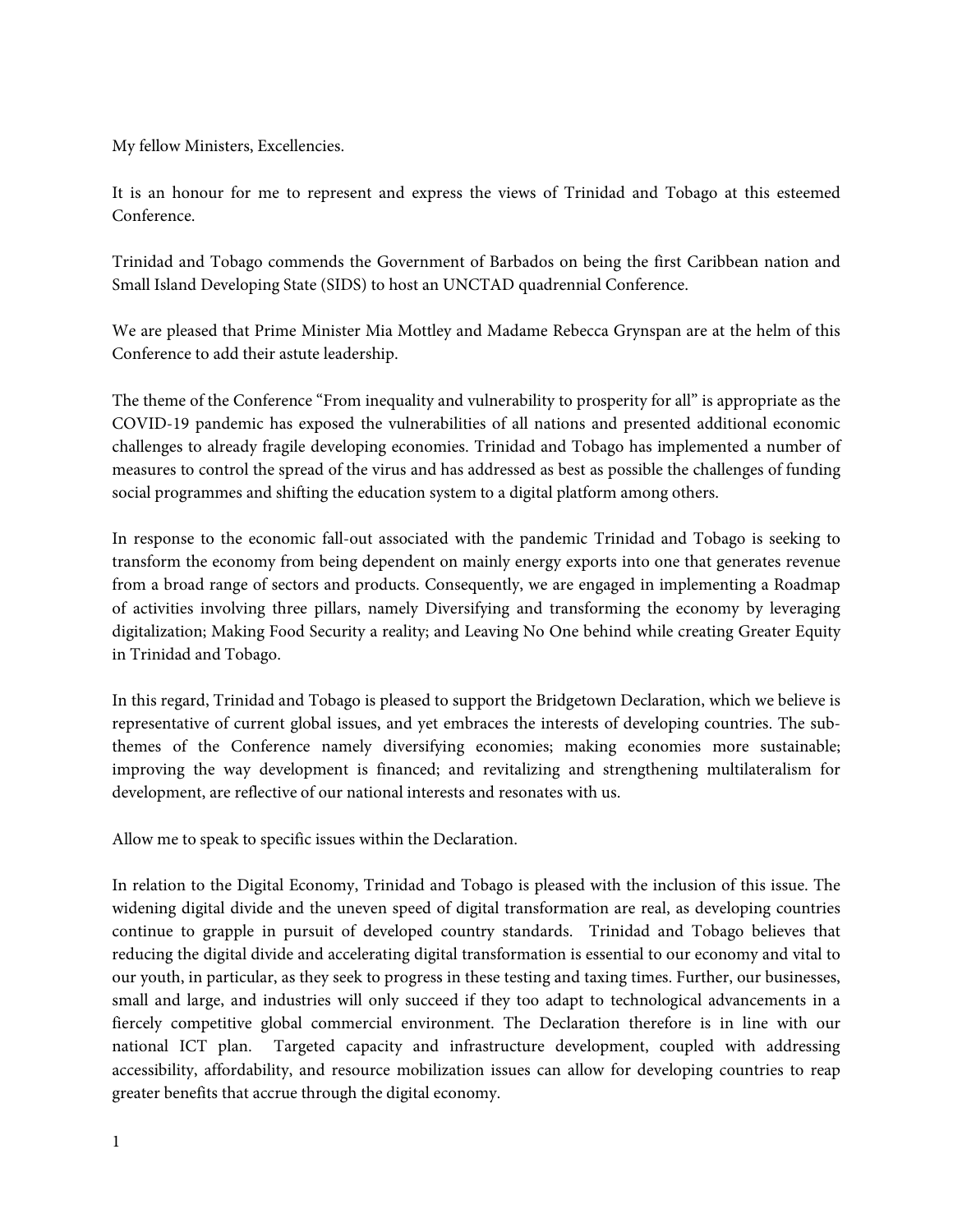My fellow Ministers, Excellencies.

It is an honour for me to represent and express the views of Trinidad and Tobago at this esteemed Conference.

Trinidad and Tobago commends the Government of Barbados on being the first Caribbean nation and Small Island Developing State (SIDS) to host an UNCTAD quadrennial Conference.

We are pleased that Prime Minister Mia Mottley and Madame Rebecca Grynspan are at the helm of this Conference to add their astute leadership.

The theme of the Conference "From inequality and vulnerability to prosperity for all" is appropriate as the COVID-19 pandemic has exposed the vulnerabilities of all nations and presented additional economic challenges to already fragile developing economies. Trinidad and Tobago has implemented a number of measures to control the spread of the virus and has addressed as best as possible the challenges of funding social programmes and shifting the education system to a digital platform among others.

In response to the economic fall-out associated with the pandemic Trinidad and Tobago is seeking to transform the economy from being dependent on mainly energy exports into one that generates revenue from a broad range of sectors and products. Consequently, we are engaged in implementing a Roadmap of activities involving three pillars, namely Diversifying and transforming the economy by leveraging digitalization; Making Food Security a reality; and Leaving No One behind while creating Greater Equity in Trinidad and Tobago.

In this regard, Trinidad and Tobago is pleased to support the Bridgetown Declaration, which we believe is representative of current global issues, and yet embraces the interests of developing countries. The sub-themes of the Conference namely diversifying economies; making economies more sustainable; improving the way development is financed; and revitalizing and strengthening multilateralism for development, are reflective of our national interests and resonates with us.

Allow me to speak to specific issues within the Declaration.

In relation to the Digital Economy, Trinidad and Tobago is pleased with the inclusion of this issue. The widening digital divide and the uneven speed of digital transformation are real, as developing countries continue to grapple in pursuit of developed country standards. Trinidad and Tobago believes that reducing the digital divide and accelerating digital transformation is essential to our economy and vital to our youth, in particular, as they seek to progress in these testing and taxing times. Further, our businesses, small and large, and industries will only succeed if they too adapt to technological advancements in a fiercely competitive global commercial environment. The Declaration therefore is in line with our national ICT plan. Targeted capacity and infrastructure development, coupled with addressing accessibility, affordability, and resource mobilization issues can allow for developing countries to reap greater benefits that accrue through the digital economy.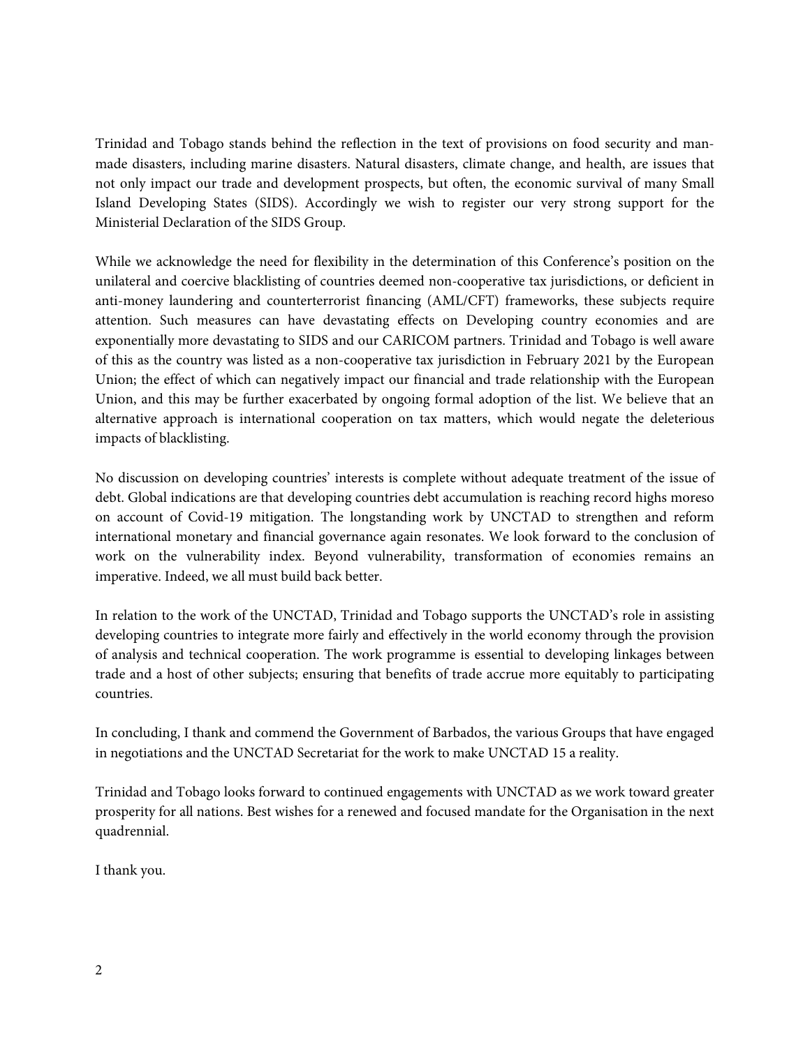Trinidad and Tobago stands behind the reflection in the text of provisions on food security and man-made disasters, including marine disasters. Natural disasters, climate change, and health, are issues that not only impact our trade and development prospects, but often, the economic survival of many Small Island Developing States (SIDS). Accordingly we wish to register our very strong support for the Ministerial Declaration of the SIDS Group.

While we acknowledge the need for flexibility in the determination of this Conference's position on the unilateral and coercive blacklisting of countries deemed non-cooperative tax jurisdictions, or deficient in anti-money laundering and counterterrorist financing (AML/CFT) frameworks, these subjects require attention. Such measures can have devastating effects on Developing country economies and are exponentially more devastating to SIDS and our CARICOM partners. Trinidad and Tobago is well aware of this as the country was listed as a non-cooperative tax jurisdiction in February 2021 by the European Union; the effect of which can negatively impact our financial and trade relationship with the European Union, and this may be further exacerbated by ongoing formal adoption of the list. We believe that an alternative approach is international cooperation on tax matters, which would negate the deleterious impacts of blacklisting.

No discussion on developing countries' interests is complete without adequate treatment of the issue of debt. Global indications are that developing countries debt accumulation is reaching record highs moreso on account of Covid-19 mitigation. The longstanding work by UNCTAD to strengthen and reform international monetary and financial governance again resonates. We look forward to the conclusion of work on the vulnerability index. Beyond vulnerability, transformation of economies remains an imperative. Indeed, we all must build back better.

In relation to the work of the UNCTAD, Trinidad and Tobago supports the UNCTAD's role in assisting developing countries to integrate more fairly and effectively in the world economy through the provision of analysis and technical cooperation. The work programme is essential to developing linkages between trade and a host of other subjects; ensuring that benefits of trade accrue more equitably to participating countries.

In concluding, I thank and commend the Government of Barbados, the various Groups that have engaged in negotiations and the UNCTAD Secretariat for the work to make UNCTAD 15 a reality.

Trinidad and Tobago looks forward to continued engagements with UNCTAD as we work toward greater prosperity for all nations. Best wishes for a renewed and focused mandate for the Organisation in the next quadrennial.

I thank you.